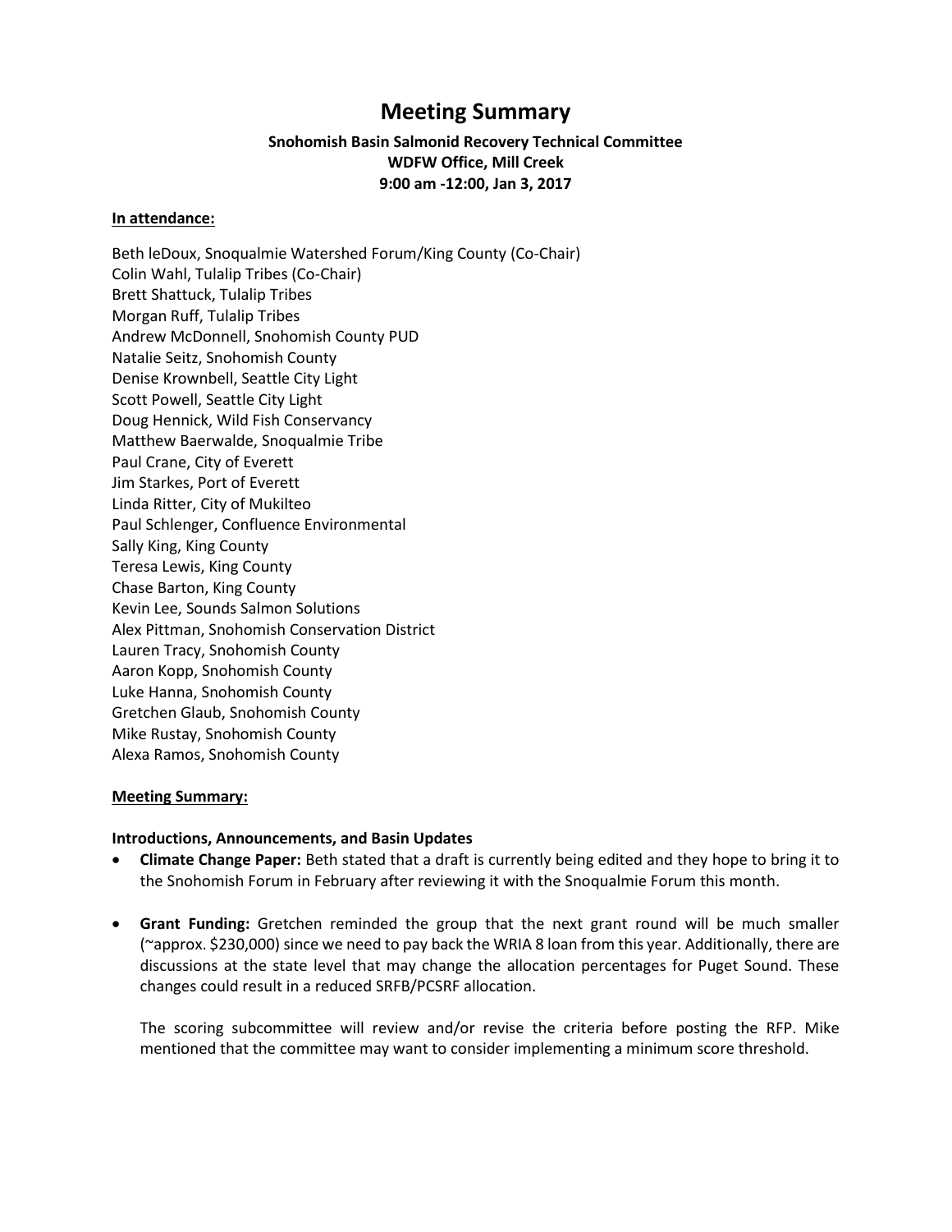# Meeting Summary

**Snohomish Basin Salmonid Recovery Technical Committee**
**WDFW Office, Mill Creek**
**9:00 am -12:00, Jan 3, 2017**

**In attendance:**

Beth leDoux, Snoqualmie Watershed Forum/King County (Co-Chair)
Colin Wahl, Tulalip Tribes (Co-Chair)
Brett Shattuck, Tulalip Tribes
Morgan Ruff, Tulalip Tribes
Andrew McDonnell, Snohomish County PUD
Natalie Seitz, Snohomish County
Denise Krownbell, Seattle City Light
Scott Powell, Seattle City Light
Doug Hennick, Wild Fish Conservancy
Matthew Baerwalde, Snoqualmie Tribe
Paul Crane, City of Everett
Jim Starkes, Port of Everett
Linda Ritter, City of Mukilteo
Paul Schlenger, Confluence Environmental
Sally King, King County
Teresa Lewis, King County
Chase Barton, King County
Kevin Lee, Sounds Salmon Solutions
Alex Pittman, Snohomish Conservation District
Lauren Tracy, Snohomish County
Aaron Kopp, Snohomish County
Luke Hanna, Snohomish County
Gretchen Glaub, Snohomish County
Mike Rustay, Snohomish County
Alexa Ramos, Snohomish County

**Meeting Summary:**

**Introductions, Announcements, and Basin Updates**

- **Climate Change Paper:** Beth stated that a draft is currently being edited and they hope to bring it to the Snohomish Forum in February after reviewing it with the Snoqualmie Forum this month.

- **Grant Funding:** Gretchen reminded the group that the next grant round will be much smaller (~approx. $230,000) since we need to pay back the WRIA 8 loan from this year. Additionally, there are discussions at the state level that may change the allocation percentages for Puget Sound. These changes could result in a reduced SRFB/PCSRF allocation.

  The scoring subcommittee will review and/or revise the criteria before posting the RFP. Mike mentioned that the committee may want to consider implementing a minimum score threshold.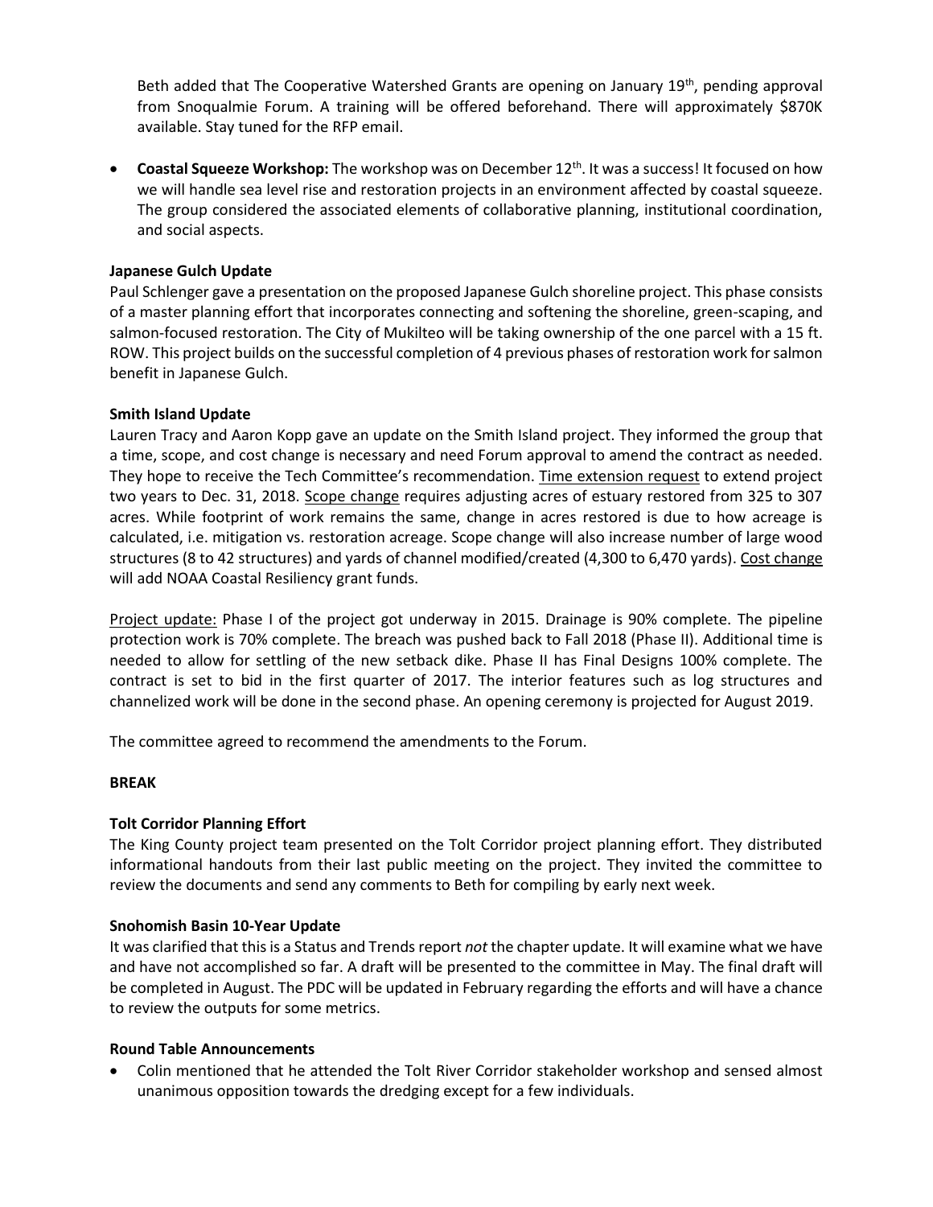Beth added that The Cooperative Watershed Grants are opening on January 19th, pending approval from Snoqualmie Forum. A training will be offered beforehand. There will approximately $870K available. Stay tuned for the RFP email.

- **Coastal Squeeze Workshop:** The workshop was on December 12th. It was a success! It focused on how we will handle sea level rise and restoration projects in an environment affected by coastal squeeze. The group considered the associated elements of collaborative planning, institutional coordination, and social aspects.

**Japanese Gulch Update**

Paul Schlenger gave a presentation on the proposed Japanese Gulch shoreline project. This phase consists of a master planning effort that incorporates connecting and softening the shoreline, green-scaping, and salmon-focused restoration. The City of Mukilteo will be taking ownership of the one parcel with a 15 ft. ROW. This project builds on the successful completion of 4 previous phases of restoration work for salmon benefit in Japanese Gulch.

**Smith Island Update**

Lauren Tracy and Aaron Kopp gave an update on the Smith Island project. They informed the group that a time, scope, and cost change is necessary and need Forum approval to amend the contract as needed. They hope to receive the Tech Committee's recommendation. Time extension request to extend project two years to Dec. 31, 2018. Scope change requires adjusting acres of estuary restored from 325 to 307 acres. While footprint of work remains the same, change in acres restored is due to how acreage is calculated, i.e. mitigation vs. restoration acreage. Scope change will also increase number of large wood structures (8 to 42 structures) and yards of channel modified/created (4,300 to 6,470 yards). Cost change will add NOAA Coastal Resiliency grant funds.

Project update: Phase I of the project got underway in 2015. Drainage is 90% complete. The pipeline protection work is 70% complete. The breach was pushed back to Fall 2018 (Phase II). Additional time is needed to allow for settling of the new setback dike. Phase II has Final Designs 100% complete. The contract is set to bid in the first quarter of 2017. The interior features such as log structures and channelized work will be done in the second phase. An opening ceremony is projected for August 2019.

The committee agreed to recommend the amendments to the Forum.

**BREAK**

**Tolt Corridor Planning Effort**

The King County project team presented on the Tolt Corridor project planning effort. They distributed informational handouts from their last public meeting on the project. They invited the committee to review the documents and send any comments to Beth for compiling by early next week.

**Snohomish Basin 10-Year Update**

It was clarified that this is a Status and Trends report *not* the chapter update. It will examine what we have and have not accomplished so far. A draft will be presented to the committee in May. The final draft will be completed in August. The PDC will be updated in February regarding the efforts and will have a chance to review the outputs for some metrics.

**Round Table Announcements**

- Colin mentioned that he attended the Tolt River Corridor stakeholder workshop and sensed almost unanimous opposition towards the dredging except for a few individuals.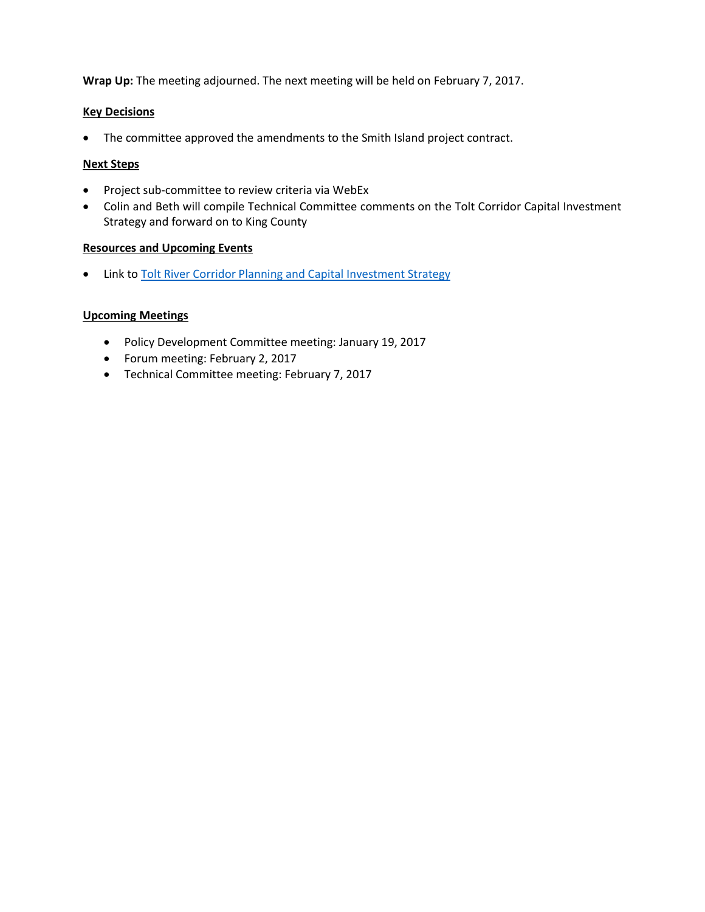**Wrap Up:** The meeting adjourned. The next meeting will be held on February 7, 2017.

**Key Decisions**

- The committee approved the amendments to the Smith Island project contract.

**Next Steps**

- Project sub-committee to review criteria via WebEx
- Colin and Beth will compile Technical Committee comments on the Tolt Corridor Capital Investment Strategy and forward on to King County

**Resources and Upcoming Events**

- Link to Tolt River Corridor Planning and Capital Investment Strategy

**Upcoming Meetings**

- Policy Development Committee meeting: January 19, 2017
- Forum meeting: February 2, 2017
- Technical Committee meeting: February 7, 2017